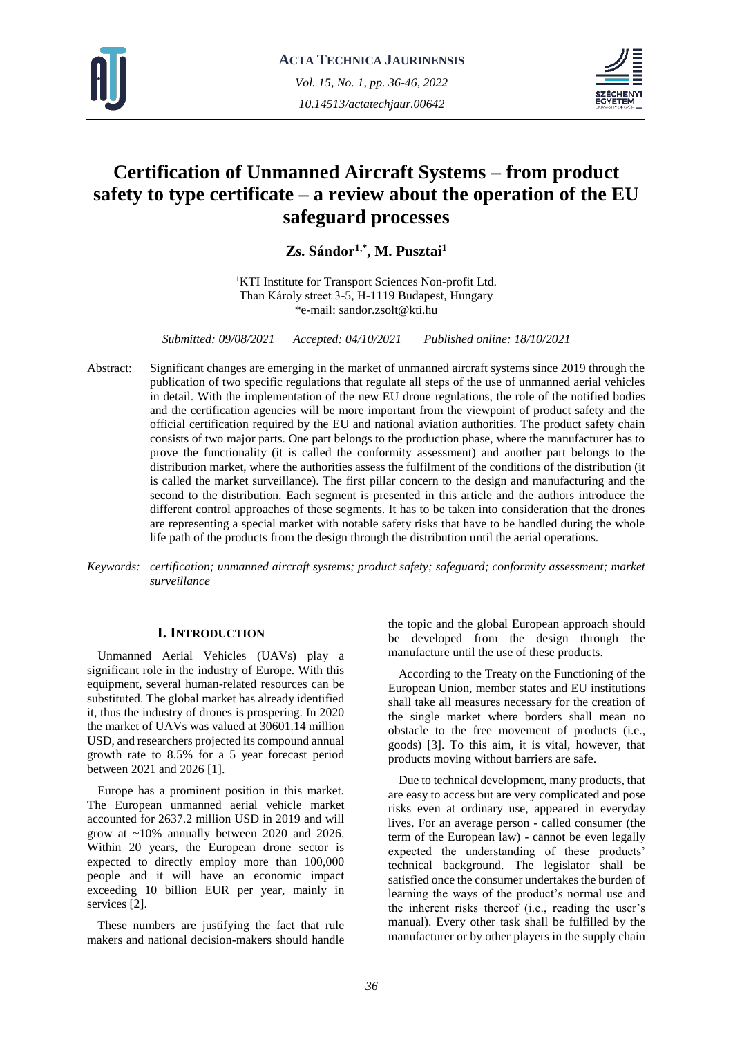# Certification of Unmanned Aircraft Systems – from product safety to type certificate – a review about the operation of the EU safeguard processes

**Zs. Sándor[1,*], M. Pusztai[1]**

[1]KTI Institute for Transport Sciences Non-profit Ltd.
Than Károly street 3-5, H-1119 Budapest, Hungary
*e-mail: sandor.zsolt@kti.hu

*Submitted: 09/08/2021 Accepted: 04/10/2021 Published online: 18/10/2021*

Abstract: Significant changes are emerging in the market of unmanned aircraft systems since 2019 through the publication of two specific regulations that regulate all steps of the use of unmanned aerial vehicles in detail. With the implementation of the new EU drone regulations, the role of the notified bodies and the certification agencies will be more important from the viewpoint of product safety and the official certification required by the EU and national aviation authorities. The product safety chain consists of two major parts. One part belongs to the production phase, where the manufacturer has to prove the functionality (it is called the conformity assessment) and another part belongs to the distribution market, where the authorities assess the fulfilment of the conditions of the distribution (it is called the market surveillance). The first pillar concern to the design and manufacturing and the second to the distribution. Each segment is presented in this article and the authors introduce the different control approaches of these segments. It has to be taken into consideration that the drones are representing a special market with notable safety risks that have to be handled during the whole life path of the products from the design through the distribution until the aerial operations.

*Keywords: certification; unmanned aircraft systems; product safety; safeguard; conformity assessment; market surveillance*

## I. Introduction

Unmanned Aerial Vehicles (UAVs) play a significant role in the industry of Europe. With this equipment, several human-related resources can be substituted. The global market has already identified it, thus the industry of drones is prospering. In 2020 the market of UAVs was valued at 30601.14 million USD, and researchers projected its compound annual growth rate to 8.5% for a 5 year forecast period between 2021 and 2026 [1].

Europe has a prominent position in this market. The European unmanned aerial vehicle market accounted for 2637.2 million USD in 2019 and will grow at ~10% annually between 2020 and 2026. Within 20 years, the European drone sector is expected to directly employ more than 100,000 people and it will have an economic impact exceeding 10 billion EUR per year, mainly in services [2].

These numbers are justifying the fact that rule makers and national decision-makers should handle the topic and the global European approach should be developed from the design through the manufacture until the use of these products.

According to the Treaty on the Functioning of the European Union, member states and EU institutions shall take all measures necessary for the creation of the single market where borders shall mean no obstacle to the free movement of products (i.e., goods) [3]. To this aim, it is vital, however, that products moving without barriers are safe.

Due to technical development, many products, that are easy to access but are very complicated and pose risks even at ordinary use, appeared in everyday lives. For an average person - called consumer (the term of the European law) - cannot be even legally expected the understanding of these products' technical background. The legislator shall be satisfied once the consumer undertakes the burden of learning the ways of the product's normal use and the inherent risks thereof (i.e., reading the user's manual). Every other task shall be fulfilled by the manufacturer or by other players in the supply chain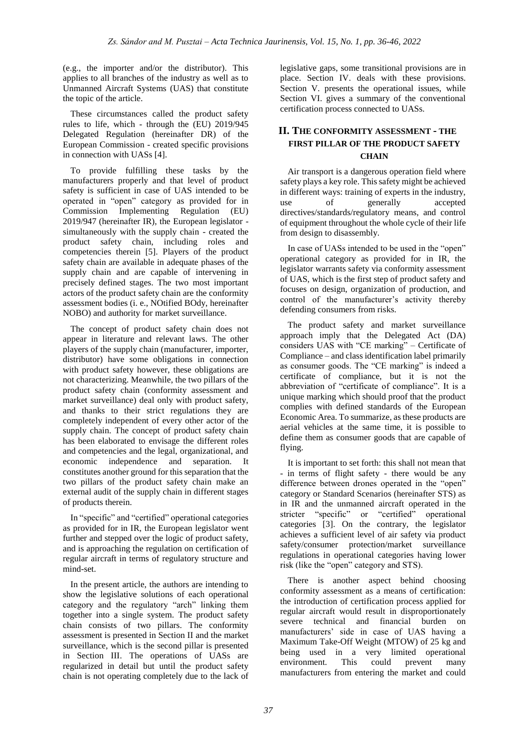(e.g., the importer and/or the distributor). This applies to all branches of the industry as well as to Unmanned Aircraft Systems (UAS) that constitute the topic of the article.

These circumstances called the product safety rules to life, which - through the (EU) 2019/945 Delegated Regulation (hereinafter DR) of the European Commission - created specific provisions in connection with UASs [4].

To provide fulfilling these tasks by the manufacturers properly and that level of product safety is sufficient in case of UAS intended to be operated in "open" category as provided for in Commission Implementing Regulation (EU) 2019/947 (hereinafter IR), the European legislator - simultaneously with the supply chain - created the product safety chain, including roles and competencies therein [5]. Players of the product safety chain are available in adequate phases of the supply chain and are capable of intervening in precisely defined stages. The two most important actors of the product safety chain are the conformity assessment bodies (i. e., NOtified BOdy, hereinafter NOBO) and authority for market surveillance.

The concept of product safety chain does not appear in literature and relevant laws. The other players of the supply chain (manufacturer, importer, distributor) have some obligations in connection with product safety however, these obligations are not characterizing. Meanwhile, the two pillars of the product safety chain (conformity assessment and market surveillance) deal only with product safety, and thanks to their strict regulations they are completely independent of every other actor of the supply chain. The concept of product safety chain has been elaborated to envisage the different roles and competencies and the legal, organizational, and economic independence and separation. It constitutes another ground for this separation that the two pillars of the product safety chain make an external audit of the supply chain in different stages of products therein.

In "specific" and "certified" operational categories as provided for in IR, the European legislator went further and stepped over the logic of product safety, and is approaching the regulation on certification of regular aircraft in terms of regulatory structure and mind-set.

In the present article, the authors are intending to show the legislative solutions of each operational category and the regulatory "arch" linking them together into a single system. The product safety chain consists of two pillars. The conformity assessment is presented in Section II and the market surveillance, which is the second pillar is presented in Section III. The operations of UASs are regularized in detail but until the product safety chain is not operating completely due to the lack of legislative gaps, some transitional provisions are in place. Section IV. deals with these provisions. Section V. presents the operational issues, while Section VI. gives a summary of the conventional certification process connected to UASs.

## II. The conformity assessment - the first pillar of the product safety chain

Air transport is a dangerous operation field where safety plays a key role. This safety might be achieved in different ways: training of experts in the industry, use of generally accepted directives/standards/regulatory means, and control of equipment throughout the whole cycle of their life from design to disassembly.

In case of UASs intended to be used in the "open" operational category as provided for in IR, the legislator warrants safety via conformity assessment of UAS, which is the first step of product safety and focuses on design, organization of production, and control of the manufacturer's activity thereby defending consumers from risks.

The product safety and market surveillance approach imply that the Delegated Act (DA) considers UAS with "CE marking" – Certificate of Compliance – and class identification label primarily as consumer goods. The "CE marking" is indeed a certificate of compliance, but it is not the abbreviation of "certificate of compliance". It is a unique marking which should proof that the product complies with defined standards of the European Economic Area. To summarize, as these products are aerial vehicles at the same time, it is possible to define them as consumer goods that are capable of flying.

It is important to set forth: this shall not mean that - in terms of flight safety - there would be any difference between drones operated in the "open" category or Standard Scenarios (hereinafter STS) as in IR and the unmanned aircraft operated in the stricter "specific" or "certified" operational categories [3]. On the contrary, the legislator achieves a sufficient level of air safety via product safety/consumer protection/market surveillance regulations in operational categories having lower risk (like the "open" category and STS).

There is another aspect behind choosing conformity assessment as a means of certification: the introduction of certification process applied for regular aircraft would result in disproportionately severe technical and financial burden on manufacturers' side in case of UAS having a Maximum Take-Off Weight (MTOW) of 25 kg and being used in a very limited operational environment. This could prevent many manufacturers from entering the market and could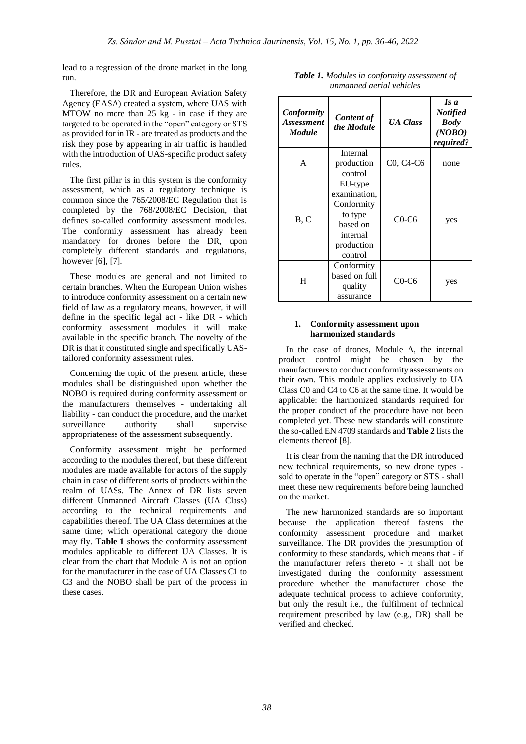lead to a regression of the drone market in the long run.

Therefore, the DR and European Aviation Safety Agency (EASA) created a system, where UAS with MTOW no more than 25 kg - in case if they are targeted to be operated in the "open" category or STS as provided for in IR - are treated as products and the risk they pose by appearing in air traffic is handled with the introduction of UAS-specific product safety rules.

The first pillar is in this system is the conformity assessment, which as a regulatory technique is common since the 765/2008/EC Regulation that is completed by the 768/2008/EC Decision, that defines so-called conformity assessment modules. The conformity assessment has already been mandatory for drones before the DR, upon completely different standards and regulations, however [6], [7].

These modules are general and not limited to certain branches. When the European Union wishes to introduce conformity assessment on a certain new field of law as a regulatory means, however, it will define in the specific legal act - like DR - which conformity assessment modules it will make available in the specific branch. The novelty of the DR is that it constituted single and specifically UAS-tailored conformity assessment rules.

Concerning the topic of the present article, these modules shall be distinguished upon whether the NOBO is required during conformity assessment or the manufacturers themselves - undertaking all liability - can conduct the procedure, and the market surveillance authority shall supervise appropriateness of the assessment subsequently.

Conformity assessment might be performed according to the modules thereof, but these different modules are made available for actors of the supply chain in case of different sorts of products within the realm of UASs. The Annex of DR lists seven different Unmanned Aircraft Classes (UA Class) according to the technical requirements and capabilities thereof. The UA Class determines at the same time; which operational category the drone may fly. **Table 1** shows the conformity assessment modules applicable to different UA Classes. It is clear from the chart that Module A is not an option for the manufacturer in the case of UA Classes C1 to C3 and the NOBO shall be part of the process in these cases.

***Table 1.*** *Modules in conformity assessment of unmanned aerial vehicles*

| *Conformity Assessment Module* | *Content of the Module* | *UA Class* | *Is a Notified Body (NOBO) required?* |
|---|---|---|---|
| A | Internal production control | C0, C4-C6 | none |
| B, C | EU-type examination, Conformity to type based on internal production control | C0-C6 | yes |
| H | Conformity based on full quality assurance | C0-C6 | yes |

#### 1. Conformity assessment upon harmonized standards

In the case of drones, Module A, the internal product control might be chosen by the manufacturers to conduct conformity assessments on their own. This module applies exclusively to UA Class C0 and C4 to C6 at the same time. It would be applicable: the harmonized standards required for the proper conduct of the procedure have not been completed yet. These new standards will constitute the so-called EN 4709 standards and **Table 2** lists the elements thereof [8].

It is clear from the naming that the DR introduced new technical requirements, so new drone types - sold to operate in the "open" category or STS - shall meet these new requirements before being launched on the market.

The new harmonized standards are so important because the application thereof fastens the conformity assessment procedure and market surveillance. The DR provides the presumption of conformity to these standards, which means that - if the manufacturer refers thereto - it shall not be investigated during the conformity assessment procedure whether the manufacturer chose the adequate technical process to achieve conformity, but only the result i.e., the fulfilment of technical requirement prescribed by law (e.g., DR) shall be verified and checked.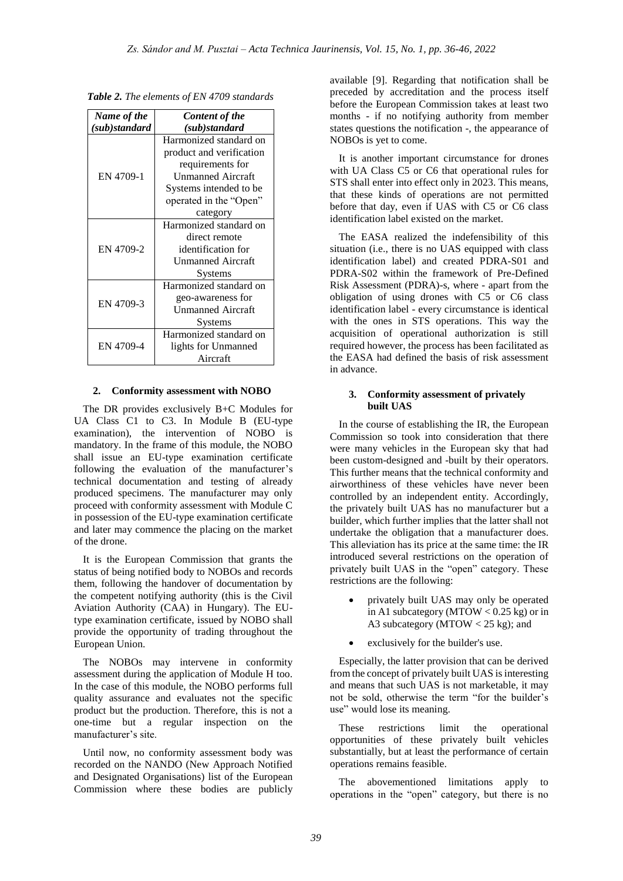*Table 2. The elements of EN 4709 standards*

| *Name of the (sub)standard* | *Content of the (sub)standard* |
|---|---|
| EN 4709-1 | Harmonized standard on product and verification requirements for Unmanned Aircraft Systems intended to be operated in the "Open" category |
| EN 4709-2 | Harmonized standard on direct remote identification for Unmanned Aircraft Systems |
| EN 4709-3 | Harmonized standard on geo-awareness for Unmanned Aircraft Systems |
| EN 4709-4 | Harmonized standard on lights for Unmanned Aircraft |

## 2. Conformity assessment with NOBO

The DR provides exclusively B+C Modules for UA Class C1 to C3. In Module B (EU-type examination), the intervention of NOBO is mandatory. In the frame of this module, the NOBO shall issue an EU-type examination certificate following the evaluation of the manufacturer's technical documentation and testing of already produced specimens. The manufacturer may only proceed with conformity assessment with Module C in possession of the EU-type examination certificate and later may commence the placing on the market of the drone.

It is the European Commission that grants the status of being notified body to NOBOs and records them, following the handover of documentation by the competent notifying authority (this is the Civil Aviation Authority (CAA) in Hungary). The EU-type examination certificate, issued by NOBO shall provide the opportunity of trading throughout the European Union.

The NOBOs may intervene in conformity assessment during the application of Module H too. In the case of this module, the NOBO performs full quality assurance and evaluates not the specific product but the production. Therefore, this is not a one-time but a regular inspection on the manufacturer's site.

Until now, no conformity assessment body was recorded on the NANDO (New Approach Notified and Designated Organisations) list of the European Commission where these bodies are publicly available [9]. Regarding that notification shall be preceded by accreditation and the process itself before the European Commission takes at least two months - if no notifying authority from member states questions the notification -, the appearance of NOBOs is yet to come.

It is another important circumstance for drones with UA Class C5 or C6 that operational rules for STS shall enter into effect only in 2023. This means, that these kinds of operations are not permitted before that day, even if UAS with C5 or C6 class identification label existed on the market.

The EASA realized the indefensibility of this situation (i.e., there is no UAS equipped with class identification label) and created PDRA-S01 and PDRA-S02 within the framework of Pre-Defined Risk Assessment (PDRA)-s, where - apart from the obligation of using drones with C5 or C6 class identification label - every circumstance is identical with the ones in STS operations. This way the acquisition of operational authorization is still required however, the process has been facilitated as the EASA had defined the basis of risk assessment in advance.

## 3. Conformity assessment of privately built UAS

In the course of establishing the IR, the European Commission so took into consideration that there were many vehicles in the European sky that had been custom-designed and -built by their operators. This further means that the technical conformity and airworthiness of these vehicles have never been controlled by an independent entity. Accordingly, the privately built UAS has no manufacturer but a builder, which further implies that the latter shall not undertake the obligation that a manufacturer does. This alleviation has its price at the same time: the IR introduced several restrictions on the operation of privately built UAS in the "open" category. These restrictions are the following:

- privately built UAS may only be operated in A1 subcategory (MTOW < 0.25 kg) or in A3 subcategory (MTOW < 25 kg); and
- exclusively for the builder's use.

Especially, the latter provision that can be derived from the concept of privately built UAS is interesting and means that such UAS is not marketable, it may not be sold, otherwise the term "for the builder's use" would lose its meaning.

These restrictions limit the operational opportunities of these privately built vehicles substantially, but at least the performance of certain operations remains feasible.

The abovementioned limitations apply to operations in the "open" category, but there is no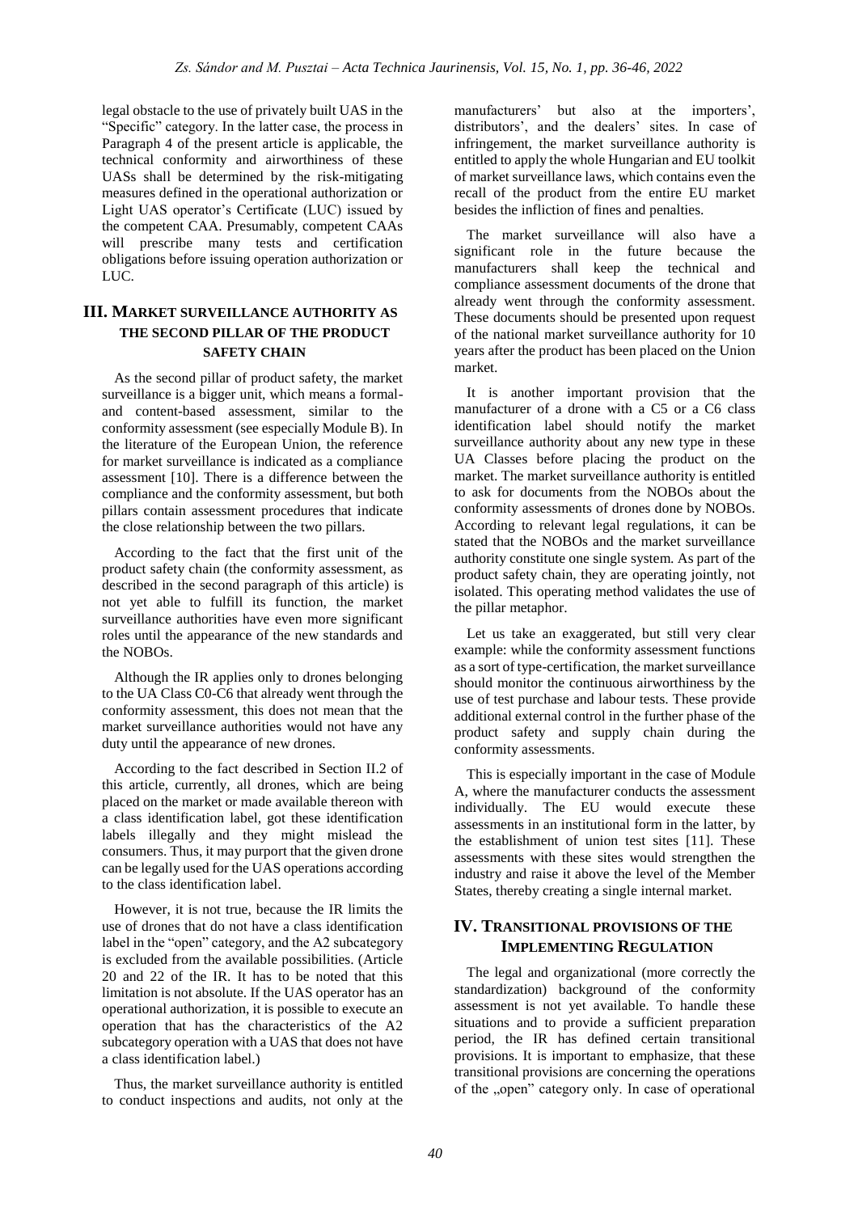legal obstacle to the use of privately built UAS in the "Specific" category. In the latter case, the process in Paragraph 4 of the present article is applicable, the technical conformity and airworthiness of these UASs shall be determined by the risk-mitigating measures defined in the operational authorization or Light UAS operator's Certificate (LUC) issued by the competent CAA. Presumably, competent CAAs will prescribe many tests and certification obligations before issuing operation authorization or LUC.

## III. Market surveillance authority as the second pillar of the product safety chain

As the second pillar of product safety, the market surveillance is a bigger unit, which means a formal- and content-based assessment, similar to the conformity assessment (see especially Module B). In the literature of the European Union, the reference for market surveillance is indicated as a compliance assessment [10]. There is a difference between the compliance and the conformity assessment, but both pillars contain assessment procedures that indicate the close relationship between the two pillars.

According to the fact that the first unit of the product safety chain (the conformity assessment, as described in the second paragraph of this article) is not yet able to fulfill its function, the market surveillance authorities have even more significant roles until the appearance of the new standards and the NOBOs.

Although the IR applies only to drones belonging to the UA Class C0-C6 that already went through the conformity assessment, this does not mean that the market surveillance authorities would not have any duty until the appearance of new drones.

According to the fact described in Section II.2 of this article, currently, all drones, which are being placed on the market or made available thereon with a class identification label, got these identification labels illegally and they might mislead the consumers. Thus, it may purport that the given drone can be legally used for the UAS operations according to the class identification label.

However, it is not true, because the IR limits the use of drones that do not have a class identification label in the "open" category, and the A2 subcategory is excluded from the available possibilities. (Article 20 and 22 of the IR. It has to be noted that this limitation is not absolute. If the UAS operator has an operational authorization, it is possible to execute an operation that has the characteristics of the A2 subcategory operation with a UAS that does not have a class identification label.)

Thus, the market surveillance authority is entitled to conduct inspections and audits, not only at the manufacturers' but also at the importers', distributors', and the dealers' sites. In case of infringement, the market surveillance authority is entitled to apply the whole Hungarian and EU toolkit of market surveillance laws, which contains even the recall of the product from the entire EU market besides the infliction of fines and penalties.

The market surveillance will also have a significant role in the future because the manufacturers shall keep the technical and compliance assessment documents of the drone that already went through the conformity assessment. These documents should be presented upon request of the national market surveillance authority for 10 years after the product has been placed on the Union market.

It is another important provision that the manufacturer of a drone with a C5 or a C6 class identification label should notify the market surveillance authority about any new type in these UA Classes before placing the product on the market. The market surveillance authority is entitled to ask for documents from the NOBOs about the conformity assessments of drones done by NOBOs. According to relevant legal regulations, it can be stated that the NOBOs and the market surveillance authority constitute one single system. As part of the product safety chain, they are operating jointly, not isolated. This operating method validates the use of the pillar metaphor.

Let us take an exaggerated, but still very clear example: while the conformity assessment functions as a sort of type-certification, the market surveillance should monitor the continuous airworthiness by the use of test purchase and labour tests. These provide additional external control in the further phase of the product safety and supply chain during the conformity assessments.

This is especially important in the case of Module A, where the manufacturer conducts the assessment individually. The EU would execute these assessments in an institutional form in the latter, by the establishment of union test sites [11]. These assessments with these sites would strengthen the industry and raise it above the level of the Member States, thereby creating a single internal market.

## IV. Transitional provisions of the Implementing Regulation

The legal and organizational (more correctly the standardization) background of the conformity assessment is not yet available. To handle these situations and to provide a sufficient preparation period, the IR has defined certain transitional provisions. It is important to emphasize, that these transitional provisions are concerning the operations of the „open" category only. In case of operational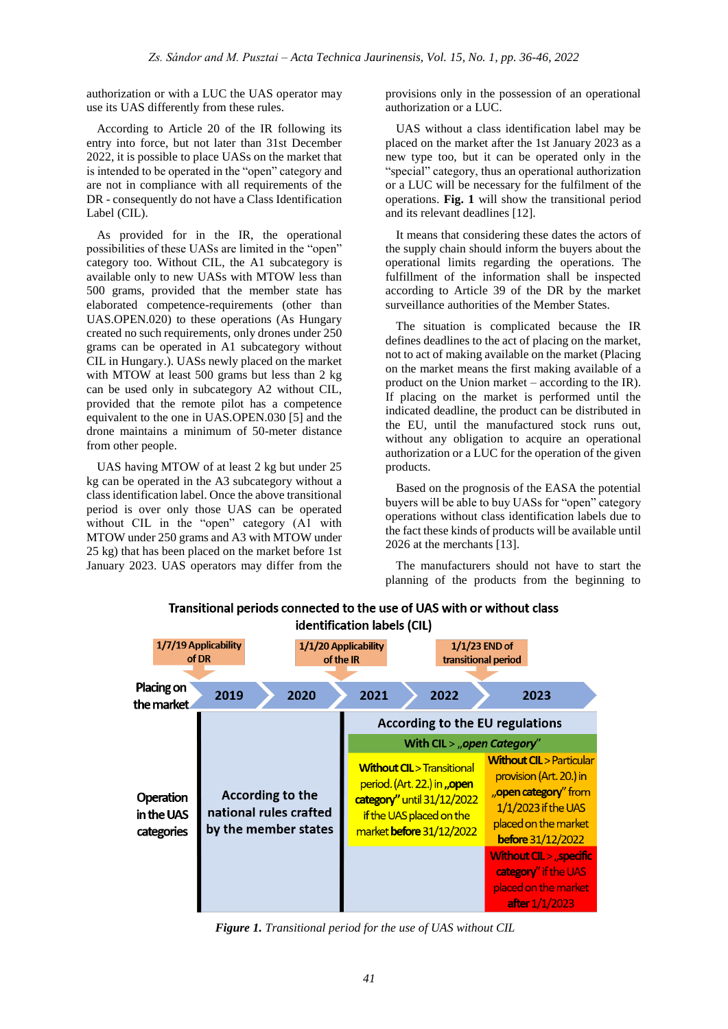authorization or with a LUC the UAS operator may use its UAS differently from these rules.

According to Article 20 of the IR following its entry into force, but not later than 31st December 2022, it is possible to place UASs on the market that is intended to be operated in the "open" category and are not in compliance with all requirements of the DR - consequently do not have a Class Identification Label (CIL).

As provided for in the IR, the operational possibilities of these UASs are limited in the "open" category too. Without CIL, the A1 subcategory is available only to new UASs with MTOW less than 500 grams, provided that the member state has elaborated competence-requirements (other than UAS.OPEN.020) to these operations (As Hungary created no such requirements, only drones under 250 grams can be operated in A1 subcategory without CIL in Hungary.). UASs newly placed on the market with MTOW at least 500 grams but less than 2 kg can be used only in subcategory A2 without CIL, provided that the remote pilot has a competence equivalent to the one in UAS.OPEN.030 [5] and the drone maintains a minimum of 50-meter distance from other people.

UAS having MTOW of at least 2 kg but under 25 kg can be operated in the A3 subcategory without a class identification label. Once the above transitional period is over only those UAS can be operated without CIL in the "open" category (A1 with MTOW under 250 grams and A3 with MTOW under 25 kg) that has been placed on the market before 1st January 2023. UAS operators may differ from the provisions only in the possession of an operational authorization or a LUC.

UAS without a class identification label may be placed on the market after the 1st January 2023 as a new type too, but it can be operated only in the "special" category, thus an operational authorization or a LUC will be necessary for the fulfilment of the operations. **Fig. 1** will show the transitional period and its relevant deadlines [12].

It means that considering these dates the actors of the supply chain should inform the buyers about the operational limits regarding the operations. The fulfillment of the information shall be inspected according to Article 39 of the DR by the market surveillance authorities of the Member States.

The situation is complicated because the IR defines deadlines to the act of placing on the market, not to act of making available on the market (Placing on the market means the first making available of a product on the Union market – according to the IR). If placing on the market is performed until the indicated deadline, the product can be distributed in the EU, until the manufactured stock runs out, without any obligation to acquire an operational authorization or a LUC for the operation of the given products.

Based on the prognosis of the EASA the potential buyers will be able to buy UASs for "open" category operations without class identification labels due to the fact these kinds of products will be available until 2026 at the merchants [13].

The manufacturers should not have to start the planning of the products from the beginning to

**Transitional periods connected to the use of UAS with or without class identification labels (CIL)**

***Figure 1.*** *Transitional period for the use of UAS without CIL*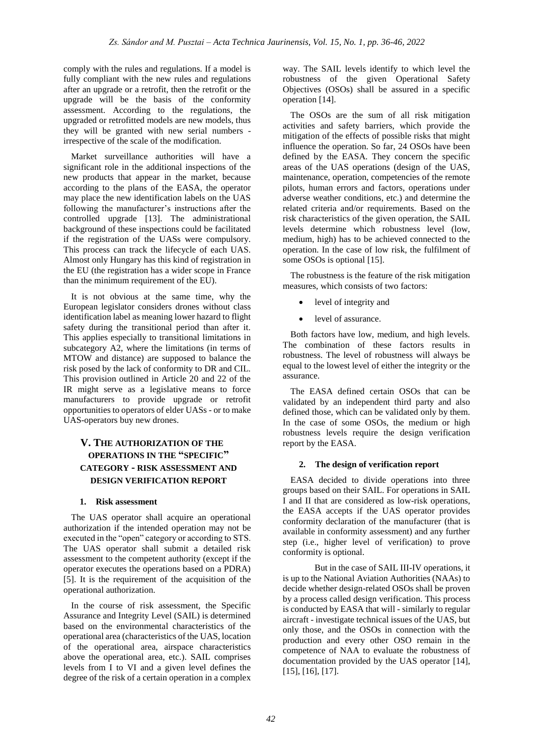comply with the rules and regulations. If a model is fully compliant with the new rules and regulations after an upgrade or a retrofit, then the retrofit or the upgrade will be the basis of the conformity assessment. According to the regulations, the upgraded or retrofitted models are new models, thus they will be granted with new serial numbers - irrespective of the scale of the modification.

Market surveillance authorities will have a significant role in the additional inspections of the new products that appear in the market, because according to the plans of the EASA, the operator may place the new identification labels on the UAS following the manufacturer's instructions after the controlled upgrade [13]. The administrational background of these inspections could be facilitated if the registration of the UASs were compulsory. This process can track the lifecycle of each UAS. Almost only Hungary has this kind of registration in the EU (the registration has a wider scope in France than the minimum requirement of the EU).

It is not obvious at the same time, why the European legislator considers drones without class identification label as meaning lower hazard to flight safety during the transitional period than after it. This applies especially to transitional limitations in subcategory A2, where the limitations (in terms of MTOW and distance) are supposed to balance the risk posed by the lack of conformity to DR and CIL. This provision outlined in Article 20 and 22 of the IR might serve as a legislative means to force manufacturers to provide upgrade or retrofit opportunities to operators of elder UASs - or to make UAS-operators buy new drones.

## V. THE AUTHORIZATION OF THE OPERATIONS IN THE "SPECIFIC" CATEGORY - RISK ASSESSMENT AND DESIGN VERIFICATION REPORT

### 1. Risk assessment

The UAS operator shall acquire an operational authorization if the intended operation may not be executed in the "open" category or according to STS. The UAS operator shall submit a detailed risk assessment to the competent authority (except if the operator executes the operations based on a PDRA) [5]. It is the requirement of the acquisition of the operational authorization.

In the course of risk assessment, the Specific Assurance and Integrity Level (SAIL) is determined based on the environmental characteristics of the operational area (characteristics of the UAS, location of the operational area, airspace characteristics above the operational area, etc.). SAIL comprises levels from I to VI and a given level defines the degree of the risk of a certain operation in a complex way. The SAIL levels identify to which level the robustness of the given Operational Safety Objectives (OSOs) shall be assured in a specific operation [14].

The OSOs are the sum of all risk mitigation activities and safety barriers, which provide the mitigation of the effects of possible risks that might influence the operation. So far, 24 OSOs have been defined by the EASA. They concern the specific areas of the UAS operations (design of the UAS, maintenance, operation, competencies of the remote pilots, human errors and factors, operations under adverse weather conditions, etc.) and determine the related criteria and/or requirements. Based on the risk characteristics of the given operation, the SAIL levels determine which robustness level (low, medium, high) has to be achieved connected to the operation. In the case of low risk, the fulfilment of some OSOs is optional [15].

The robustness is the feature of the risk mitigation measures, which consists of two factors:

- level of integrity and
- level of assurance.

Both factors have low, medium, and high levels. The combination of these factors results in robustness. The level of robustness will always be equal to the lowest level of either the integrity or the assurance.

The EASA defined certain OSOs that can be validated by an independent third party and also defined those, which can be validated only by them. In the case of some OSOs, the medium or high robustness levels require the design verification report by the EASA.

### 2. The design of verification report

EASA decided to divide operations into three groups based on their SAIL. For operations in SAIL I and II that are considered as low-risk operations, the EASA accepts if the UAS operator provides conformity declaration of the manufacturer (that is available in conformity assessment) and any further step (i.e., higher level of verification) to prove conformity is optional.

But in the case of SAIL III-IV operations, it is up to the National Aviation Authorities (NAAs) to decide whether design-related OSOs shall be proven by a process called design verification. This process is conducted by EASA that will - similarly to regular aircraft - investigate technical issues of the UAS, but only those, and the OSOs in connection with the production and every other OSO remain in the competence of NAA to evaluate the robustness of documentation provided by the UAS operator [14], [15], [16], [17].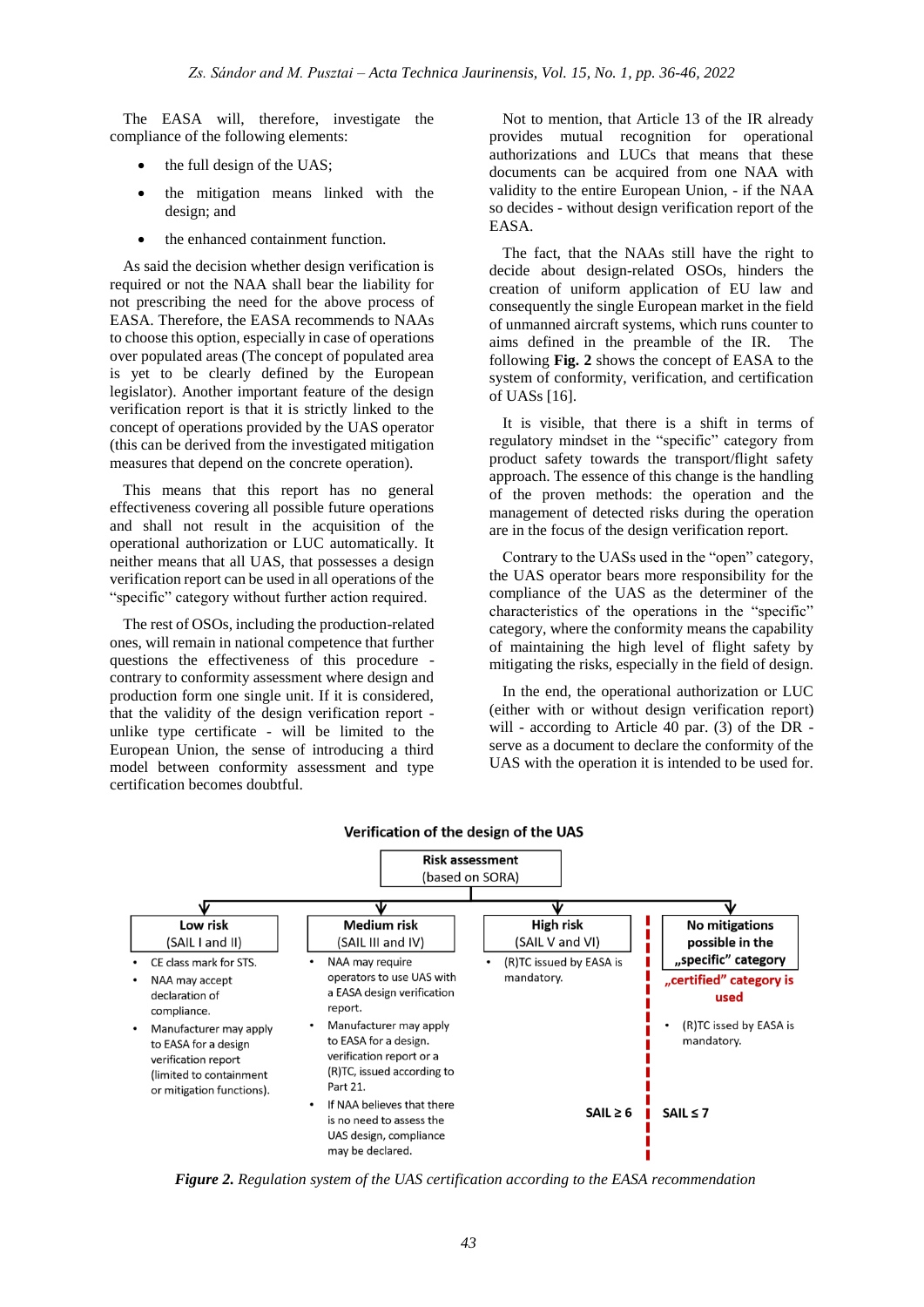The EASA will, therefore, investigate the compliance of the following elements:

- the full design of the UAS;
- the mitigation means linked with the design; and
- the enhanced containment function.

As said the decision whether design verification is required or not the NAA shall bear the liability for not prescribing the need for the above process of EASA. Therefore, the EASA recommends to NAAs to choose this option, especially in case of operations over populated areas (The concept of populated area is yet to be clearly defined by the European legislator). Another important feature of the design verification report is that it is strictly linked to the concept of operations provided by the UAS operator (this can be derived from the investigated mitigation measures that depend on the concrete operation).

This means that this report has no general effectiveness covering all possible future operations and shall not result in the acquisition of the operational authorization or LUC automatically. It neither means that all UAS, that possesses a design verification report can be used in all operations of the "specific" category without further action required.

The rest of OSOs, including the production-related ones, will remain in national competence that further questions the effectiveness of this procedure - contrary to conformity assessment where design and production form one single unit. If it is considered, that the validity of the design verification report - unlike type certificate - will be limited to the European Union, the sense of introducing a third model between conformity assessment and type certification becomes doubtful.

Not to mention, that Article 13 of the IR already provides mutual recognition for operational authorizations and LUCs that means that these documents can be acquired from one NAA with validity to the entire European Union, - if the NAA so decides - without design verification report of the EASA.

The fact, that the NAAs still have the right to decide about design-related OSOs, hinders the creation of uniform application of EU law and consequently the single European market in the field of unmanned aircraft systems, which runs counter to aims defined in the preamble of the IR. The following **Fig. 2** shows the concept of EASA to the system of conformity, verification, and certification of UASs [16].

It is visible, that there is a shift in terms of regulatory mindset in the "specific" category from product safety towards the transport/flight safety approach. The essence of this change is the handling of the proven methods: the operation and the management of detected risks during the operation are in the focus of the design verification report.

Contrary to the UASs used in the "open" category, the UAS operator bears more responsibility for the compliance of the UAS as the determiner of the characteristics of the operations in the "specific" category, where the conformity means the capability of maintaining the high level of flight safety by mitigating the risks, especially in the field of design.

In the end, the operational authorization or LUC (either with or without design verification report) will - according to Article 40 par. (3) of the DR - serve as a document to declare the conformity of the UAS with the operation it is intended to be used for.

**Verification of the design of the UAS**

**Risk assessment** (based on SORA)

| **Low risk** (SAIL I and II) | **Medium risk** (SAIL III and IV) | **High risk** (SAIL V and VI) | **No mitigations possible in the „specific" category** – **„certified" category is used** |
|---|---|---|---|
| • CE class mark for STS.<br>• NAA may accept declaration of compliance.<br>• Manufacturer may apply to EASA for a design verification report (limited to containment or mitigation functions). | • NAA may require operators to use UAS with a EASA design verification report.<br>• Manufacturer may apply to EASA for a design. verification report or a (R)TC, issued according to Part 21.<br>• If NAA believes that there is no need to assess the UAS design, compliance may be declared. | • (R)TC issued by EASA is mandatory.<br><br>SAIL ≥ 6 | • (R)TC issed by EASA is mandatory.<br><br>SAIL ≤ 7 |

***Figure 2.*** *Regulation system of the UAS certification according to the EASA recommendation*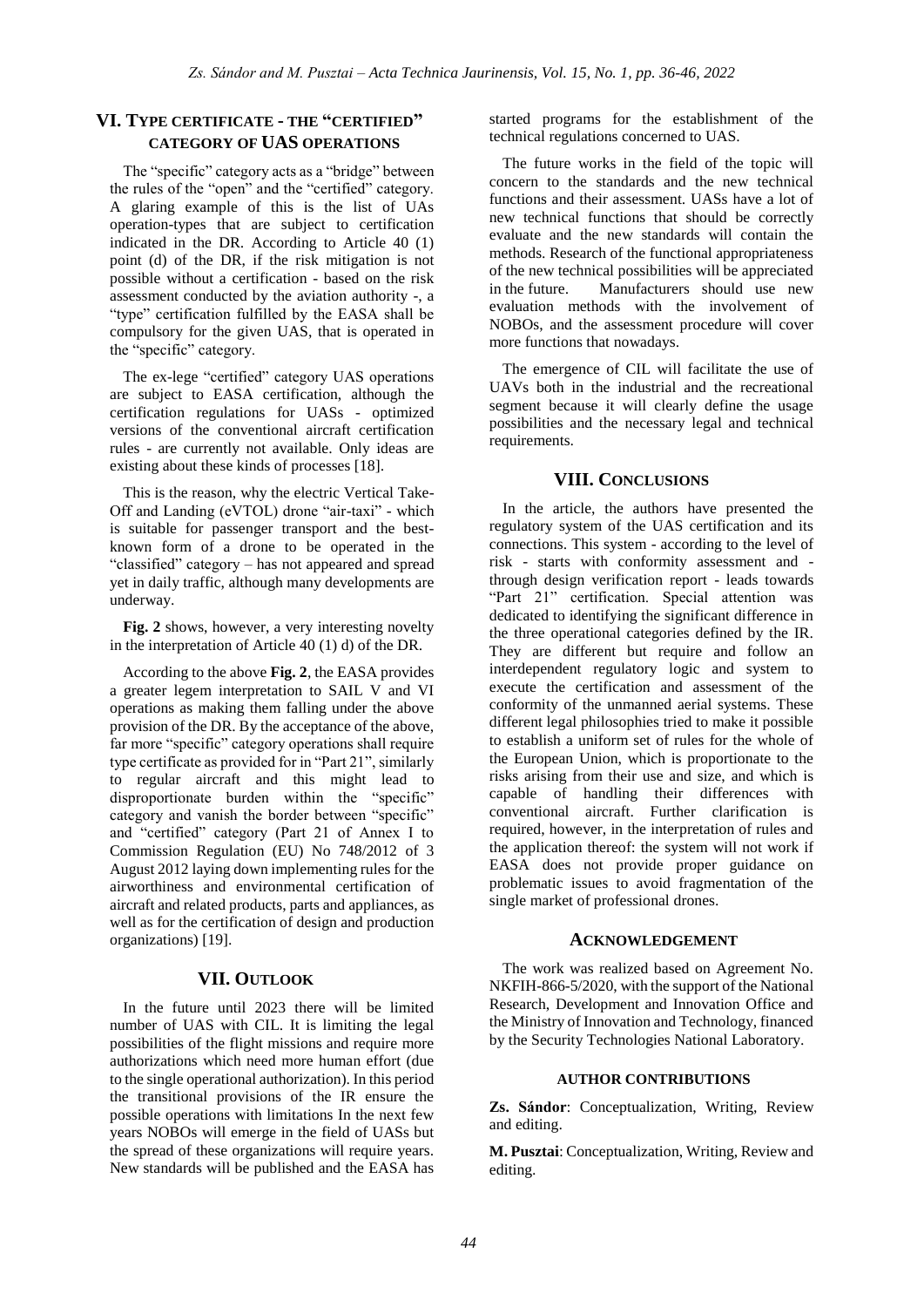## VI. Type certificate - the "certified" category of UAS operations

The "specific" category acts as a "bridge" between the rules of the "open" and the "certified" category. A glaring example of this is the list of UAs operation-types that are subject to certification indicated in the DR. According to Article 40 (1) point (d) of the DR, if the risk mitigation is not possible without a certification - based on the risk assessment conducted by the aviation authority -, a "type" certification fulfilled by the EASA shall be compulsory for the given UAS, that is operated in the "specific" category.

The ex-lege "certified" category UAS operations are subject to EASA certification, although the certification regulations for UASs - optimized versions of the conventional aircraft certification rules - are currently not available. Only ideas are existing about these kinds of processes [18].

This is the reason, why the electric Vertical Take-Off and Landing (eVTOL) drone "air-taxi" - which is suitable for passenger transport and the best-known form of a drone to be operated in the "classified" category – has not appeared and spread yet in daily traffic, although many developments are underway.

**Fig. 2** shows, however, a very interesting novelty in the interpretation of Article 40 (1) d) of the DR.

According to the above **Fig. 2**, the EASA provides a greater legem interpretation to SAIL V and VI operations as making them falling under the above provision of the DR. By the acceptance of the above, far more "specific" category operations shall require type certificate as provided for in "Part 21", similarly to regular aircraft and this might lead to disproportionate burden within the "specific" category and vanish the border between "specific" and "certified" category (Part 21 of Annex I to Commission Regulation (EU) No 748/2012 of 3 August 2012 laying down implementing rules for the airworthiness and environmental certification of aircraft and related products, parts and appliances, as well as for the certification of design and production organizations) [19].

## VII. Outlook

In the future until 2023 there will be limited number of UAS with CIL. It is limiting the legal possibilities of the flight missions and require more authorizations which need more human effort (due to the single operational authorization). In this period the transitional provisions of the IR ensure the possible operations with limitations In the next few years NOBOs will emerge in the field of UASs but the spread of these organizations will require years. New standards will be published and the EASA has started programs for the establishment of the technical regulations concerned to UAS.

The future works in the field of the topic will concern to the standards and the new technical functions and their assessment. UASs have a lot of new technical functions that should be correctly evaluate and the new standards will contain the methods. Research of the functional appropriateness of the new technical possibilities will be appreciated in the future. Manufacturers should use new evaluation methods with the involvement of NOBOs, and the assessment procedure will cover more functions that nowadays.

The emergence of CIL will facilitate the use of UAVs both in the industrial and the recreational segment because it will clearly define the usage possibilities and the necessary legal and technical requirements.

## VIII. Conclusions

In the article, the authors have presented the regulatory system of the UAS certification and its connections. This system - according to the level of risk - starts with conformity assessment and - through design verification report - leads towards "Part 21" certification. Special attention was dedicated to identifying the significant difference in the three operational categories defined by the IR. They are different but require and follow an interdependent regulatory logic and system to execute the certification and assessment of the conformity of the unmanned aerial systems. These different legal philosophies tried to make it possible to establish a uniform set of rules for the whole of the European Union, which is proportionate to the risks arising from their use and size, and which is capable of handling their differences with conventional aircraft. Further clarification is required, however, in the interpretation of rules and the application thereof: the system will not work if EASA does not provide proper guidance on problematic issues to avoid fragmentation of the single market of professional drones.

## Acknowledgement

The work was realized based on Agreement No. NKFIH-866-5/2020, with the support of the National Research, Development and Innovation Office and the Ministry of Innovation and Technology, financed by the Security Technologies National Laboratory.

### Author Contributions

**Zs. Sándor**: Conceptualization, Writing, Review and editing.

**M. Pusztai**: Conceptualization, Writing, Review and editing.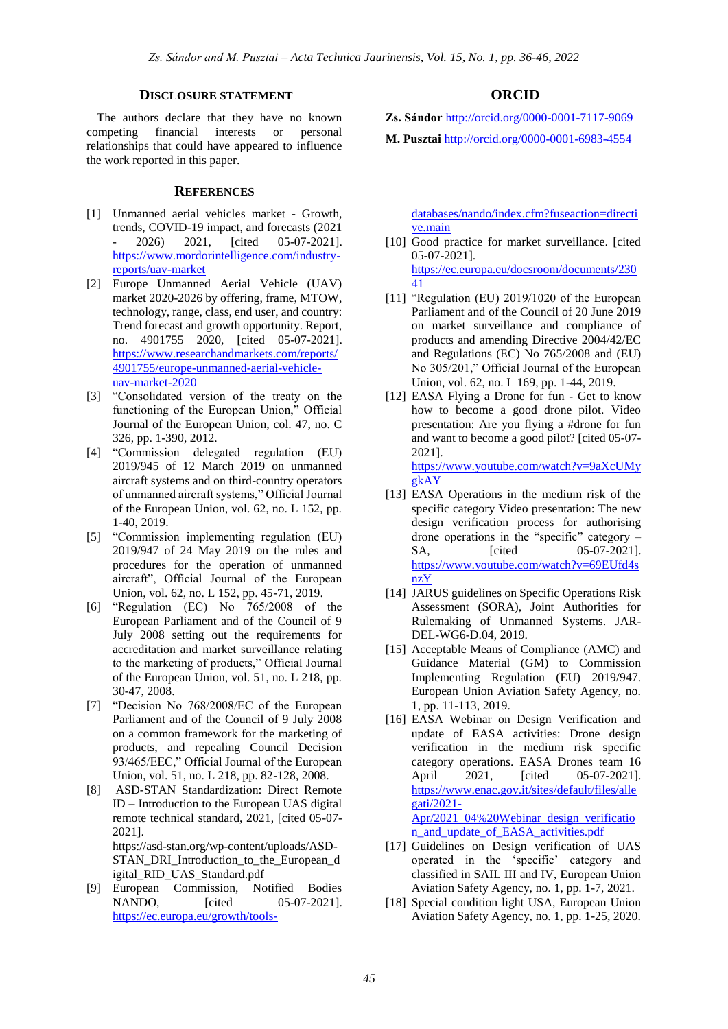## Disclosure statement

The authors declare that they have no known competing financial interests or personal relationships that could have appeared to influence the work reported in this paper.

## ORCID

**Zs. Sándor** http://orcid.org/0000-0001-7117-9069

**M. Pusztai** http://orcid.org/0000-0001-6983-4554

## References

[1] Unmanned aerial vehicles market - Growth, trends, COVID-19 impact, and forecasts (2021 - 2026) 2021, [cited 05-07-2021]. https://www.mordorintelligence.com/industry-reports/uav-market

[2] Europe Unmanned Aerial Vehicle (UAV) market 2020-2026 by offering, frame, MTOW, technology, range, class, end user, and country: Trend forecast and growth opportunity. Report, no. 4901755 2020, [cited 05-07-2021]. https://www.researchandmarkets.com/reports/4901755/europe-unmanned-aerial-vehicle-uav-market-2020

[3] "Consolidated version of the treaty on the functioning of the European Union," Official Journal of the European Union, col. 47, no. C 326, pp. 1-390, 2012.

[4] "Commission delegated regulation (EU) 2019/945 of 12 March 2019 on unmanned aircraft systems and on third-country operators of unmanned aircraft systems," Official Journal of the European Union, vol. 62, no. L 152, pp. 1-40, 2019.

[5] "Commission implementing regulation (EU) 2019/947 of 24 May 2019 on the rules and procedures for the operation of unmanned aircraft", Official Journal of the European Union, vol. 62, no. L 152, pp. 45-71, 2019.

[6] "Regulation (EC) No 765/2008 of the European Parliament and of the Council of 9 July 2008 setting out the requirements for accreditation and market surveillance relating to the marketing of products," Official Journal of the European Union, vol. 51, no. L 218, pp. 30-47, 2008.

[7] "Decision No 768/2008/EC of the European Parliament and of the Council of 9 July 2008 on a common framework for the marketing of products, and repealing Council Decision 93/465/EEC," Official Journal of the European Union, vol. 51, no. L 218, pp. 82-128, 2008.

[8] ASD-STAN Standardization: Direct Remote ID – Introduction to the European UAS digital remote technical standard, 2021, [cited 05-07-2021]. https://asd-stan.org/wp-content/uploads/ASD-STAN_DRI_Introduction_to_the_European_digital_RID_UAS_Standard.pdf

[9] European Commission, Notified Bodies NANDO, [cited 05-07-2021]. https://ec.europa.eu/growth/tools-databases/nando/index.cfm?fuseaction=directive.main

[10] Good practice for market surveillance. [cited 05-07-2021]. https://ec.europa.eu/docsroom/documents/23041

[11] "Regulation (EU) 2019/1020 of the European Parliament and of the Council of 20 June 2019 on market surveillance and compliance of products and amending Directive 2004/42/EC and Regulations (EC) No 765/2008 and (EU) No 305/201," Official Journal of the European Union, vol. 62, no. L 169, pp. 1-44, 2019.

[12] EASA Flying a Drone for fun - Get to know how to become a good drone pilot. Video presentation: Are you flying a #drone for fun and want to become a good pilot? [cited 05-07-2021]. https://www.youtube.com/watch?v=9aXcUMygkAY

[13] EASA Operations in the medium risk of the specific category Video presentation: The new design verification process for authorising drone operations in the "specific" category – SA, [cited 05-07-2021]. https://www.youtube.com/watch?v=69EUfd4snzY

[14] JARUS guidelines on Specific Operations Risk Assessment (SORA), Joint Authorities for Rulemaking of Unmanned Systems. JAR-DEL-WG6-D.04, 2019.

[15] Acceptable Means of Compliance (AMC) and Guidance Material (GM) to Commission Implementing Regulation (EU) 2019/947. European Union Aviation Safety Agency, no. 1, pp. 11-113, 2019.

[16] EASA Webinar on Design Verification and update of EASA activities: Drone design verification in the medium risk specific category operations. EASA Drones team 16 April 2021, [cited 05-07-2021]. https://www.enac.gov.it/sites/default/files/allegati/2021-Apr/2021_04%20Webinar_design_verification_and_update_of_EASA_activities.pdf

[17] Guidelines on Design verification of UAS operated in the 'specific' category and classified in SAIL III and IV, European Union Aviation Safety Agency, no. 1, pp. 1-7, 2021.

[18] Special condition light USA, European Union Aviation Safety Agency, no. 1, pp. 1-25, 2020.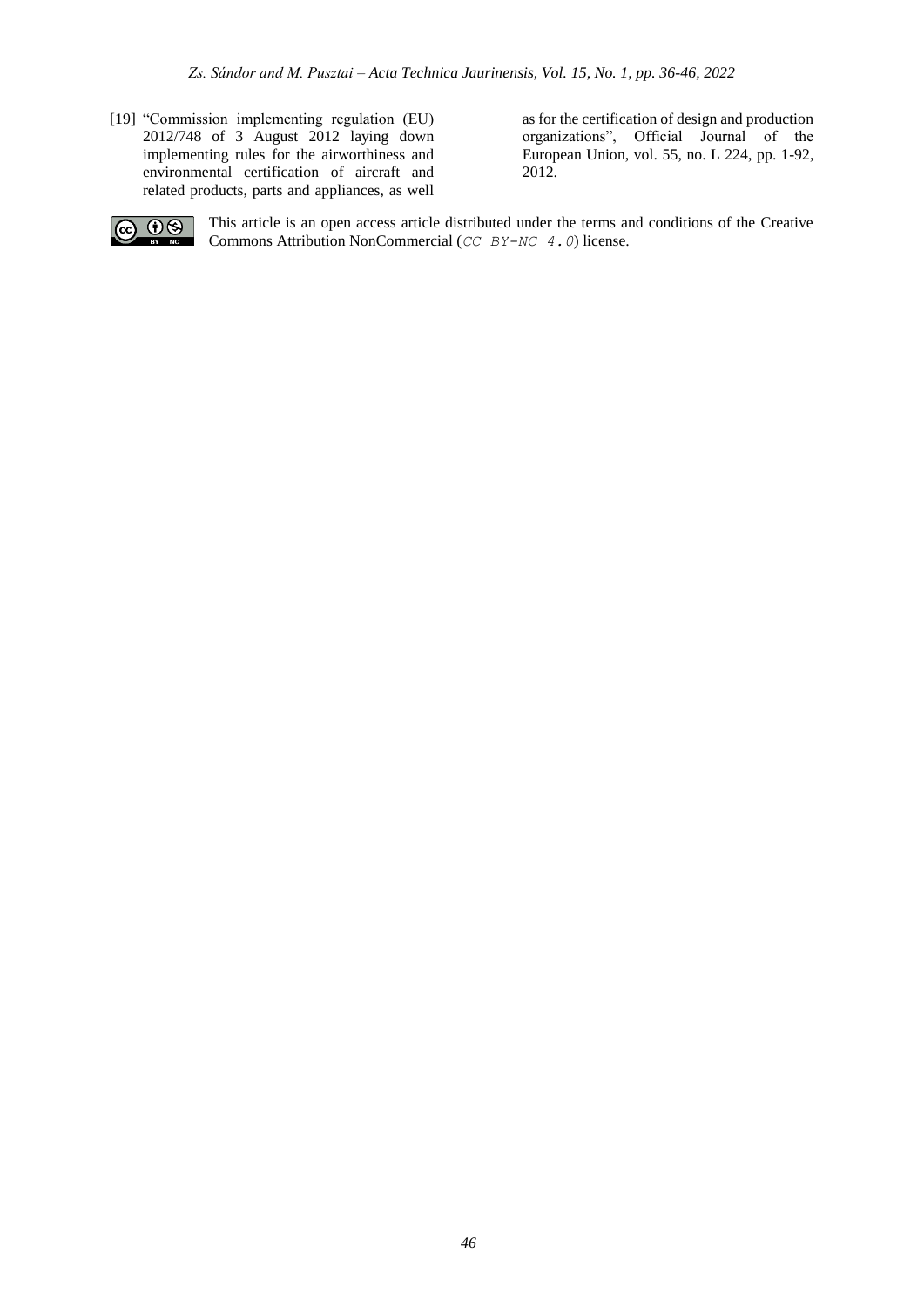[19] "Commission implementing regulation (EU) 2012/748 of 3 August 2012 laying down implementing rules for the airworthiness and environmental certification of aircraft and related products, parts and appliances, as well as for the certification of design and production organizations", Official Journal of the European Union, vol. 55, no. L 224, pp. 1-92, 2012.

This article is an open access article distributed under the terms and conditions of the Creative Commons Attribution NonCommercial (CC BY-NC 4.0) license.